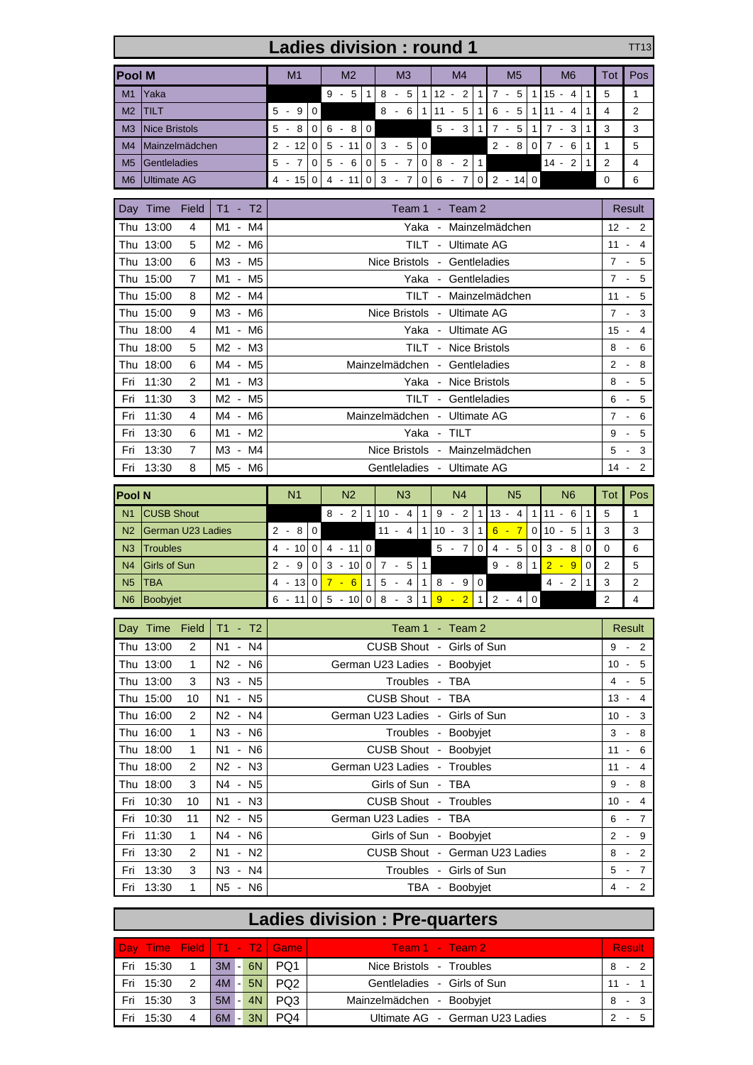# Ladies division : round 1

TT13

## Pool M

| | Pool M | M1 | M2 | M3 | M4 | M5 | M6 | Tot | Pos |
|---|---|---|---|---|---|---|---|---|---|
| M1 | Yaka | | 9 - 5 1 | 8 - 5 1 | 12 - 2 1 | 7 - 5 1 | 15 - 4 1 | 5 | 1 |
| M2 | TILT | 5 - 9 0 | | 8 - 6 1 | 11 - 5 1 | 6 - 5 1 | 11 - 4 1 | 4 | 2 |
| M3 | Nice Bristols | 5 - 8 0 | 6 - 8 0 | | 5 - 3 1 | 7 - 5 1 | 7 - 3 1 | 3 | 3 |
| M4 | Mainzelmädchen | 2 - 12 0 | 5 - 11 0 | 3 - 5 0 | | 2 - 8 0 | 7 - 6 1 | 1 | 5 |
| M5 | Gentleladies | 5 - 7 0 | 5 - 6 0 | 5 - 7 0 | 8 - 2 1 | | 14 - 2 1 | 2 | 4 |
| M6 | Ultimate AG | 4 - 15 0 | 4 - 11 0 | 3 - 7 0 | 6 - 7 0 | 2 - 14 0 | | 0 | 6 |

| Day | Time | Field | T1 - T2 | Team 1 - Team 2 | Result |
|---|---|---|---|---|---|
| Thu | 13:00 | 4 | M1 - M4 | Yaka - Mainzelmädchen | 12 - 2 |
| Thu | 13:00 | 5 | M2 - M6 | TILT - Ultimate AG | 11 - 4 |
| Thu | 13:00 | 6 | M3 - M5 | Nice Bristols - Gentleladies | 7 - 5 |
| Thu | 15:00 | 7 | M1 - M5 | Yaka - Gentleladies | 7 - 5 |
| Thu | 15:00 | 8 | M2 - M4 | TILT - Mainzelmädchen | 11 - 5 |
| Thu | 15:00 | 9 | M3 - M6 | Nice Bristols - Ultimate AG | 7 - 3 |
| Thu | 18:00 | 4 | M1 - M6 | Yaka - Ultimate AG | 15 - 4 |
| Thu | 18:00 | 5 | M2 - M3 | TILT - Nice Bristols | 8 - 6 |
| Thu | 18:00 | 6 | M4 - M5 | Mainzelmädchen - Gentleladies | 2 - 8 |
| Fri | 11:30 | 2 | M1 - M3 | Yaka - Nice Bristols | 8 - 5 |
| Fri | 11:30 | 3 | M2 - M5 | TILT - Gentleladies | 6 - 5 |
| Fri | 11:30 | 4 | M4 - M6 | Mainzelmädchen - Ultimate AG | 7 - 6 |
| Fri | 13:30 | 6 | M1 - M2 | Yaka - TILT | 9 - 5 |
| Fri | 13:30 | 7 | M3 - M4 | Nice Bristols - Mainzelmädchen | 5 - 3 |
| Fri | 13:30 | 8 | M5 - M6 | Gentleladies - Ultimate AG | 14 - 2 |

## Pool N

| | Pool N | N1 | N2 | N3 | N4 | N5 | N6 | Tot | Pos |
|---|---|---|---|---|---|---|---|---|---|
| N1 | CUSB Shout | | 8 - 2 1 | 10 - 4 1 | 9 - 2 1 | 13 - 4 1 | 11 - 6 1 | 5 | 1 |
| N2 | German U23 Ladies | 2 - 8 0 | | 11 - 4 1 | 10 - 3 1 | 6 - 7 0 | 10 - 5 1 | 3 | 3 |
| N3 | Troubles | 4 - 10 0 | 4 - 11 0 | | 5 - 7 0 | 4 - 5 0 | 3 - 8 0 | 0 | 6 |
| N4 | Girls of Sun | 2 - 9 0 | 3 - 10 0 | 7 - 5 1 | | 9 - 8 1 | 2 - 9 0 | 2 | 5 |
| N5 | TBA | 4 - 13 0 | 7 - 6 1 | 5 - 4 1 | 8 - 9 0 | | 4 - 2 1 | 3 | 2 |
| N6 | Boobyjet | 6 - 11 0 | 5 - 10 0 | 8 - 3 1 | 9 - 2 1 | 2 - 4 0 | | 2 | 4 |

| Day | Time | Field | T1 - T2 | Team 1 - Team 2 | Result |
|---|---|---|---|---|---|
| Thu | 13:00 | 2 | N1 - N4 | CUSB Shout - Girls of Sun | 9 - 2 |
| Thu | 13:00 | 1 | N2 - N6 | German U23 Ladies - Boobyjet | 10 - 5 |
| Thu | 13:00 | 3 | N3 - N5 | Troubles - TBA | 4 - 5 |
| Thu | 15:00 | 10 | N1 - N5 | CUSB Shout - TBA | 13 - 4 |
| Thu | 16:00 | 2 | N2 - N4 | German U23 Ladies - Girls of Sun | 10 - 3 |
| Thu | 16:00 | 1 | N3 - N6 | Troubles - Boobyjet | 3 - 8 |
| Thu | 18:00 | 1 | N1 - N6 | CUSB Shout - Boobyjet | 11 - 6 |
| Thu | 18:00 | 2 | N2 - N3 | German U23 Ladies - Troubles | 11 - 4 |
| Thu | 18:00 | 3 | N4 - N5 | Girls of Sun - TBA | 9 - 8 |
| Fri | 10:30 | 10 | N1 - N3 | CUSB Shout - Troubles | 10 - 4 |
| Fri | 10:30 | 11 | N2 - N5 | German U23 Ladies - TBA | 6 - 7 |
| Fri | 11:30 | 1 | N4 - N6 | Girls of Sun - Boobyjet | 2 - 9 |
| Fri | 13:30 | 2 | N1 - N2 | CUSB Shout - German U23 Ladies | 8 - 2 |
| Fri | 13:30 | 3 | N3 - N4 | Troubles - Girls of Sun | 5 - 7 |
| Fri | 13:30 | 1 | N5 - N6 | TBA - Boobyjet | 4 - 2 |

# Ladies division : Pre-quarters

| Day | Time | Field | T1 - T2 | Game | Team 1 - Team 2 | Result |
|---|---|---|---|---|---|---|
| Fri | 15:30 | 1 | 3M - 6N | PQ1 | Nice Bristols - Troubles | 8 - 2 |
| Fri | 15:30 | 2 | 4M - 5N | PQ2 | Gentleladies - Girls of Sun | 11 - 1 |
| Fri | 15:30 | 3 | 5M - 4N | PQ3 | Mainzelmädchen - Boobyjet | 8 - 3 |
| Fri | 15:30 | 4 | 6M - 3N | PQ4 | Ultimate AG - German U23 Ladies | 2 - 5 |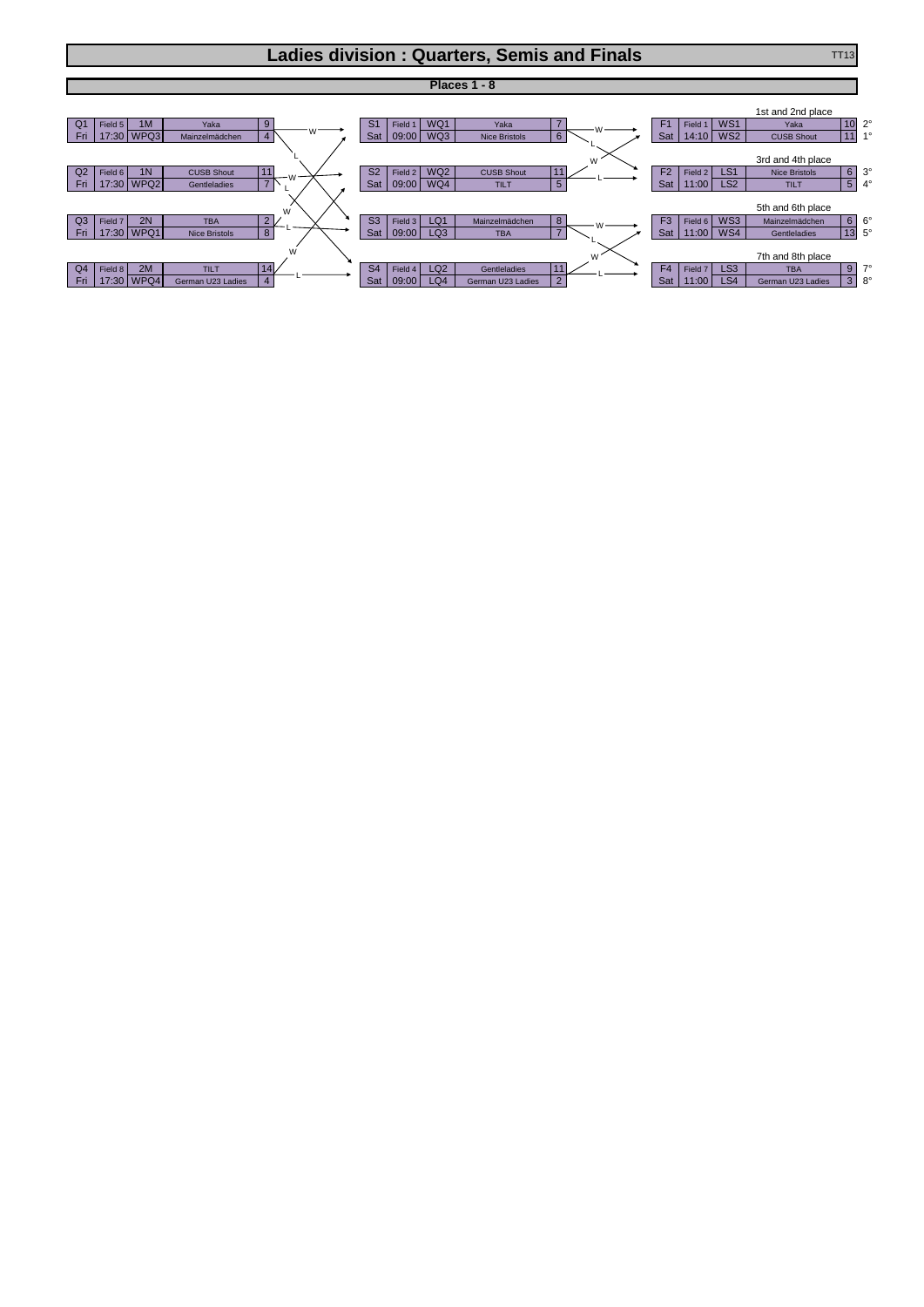# Ladies division : Quarters, Semis and Finals

## Places 1 - 8

### Quarterfinals

| Game | Field | Slot | Team | Score |
|---|---|---|---|---|
| Q1 | Field 5 | 1M | Yaka | 9 |
| Fri | 17:30 | WPQ3 | Mainzelmädchen | 4 |
| Q2 | Field 6 | 1N | CUSB Shout | 11 |
| Fri | 17:30 | WPQ2 | Gentleladies | 7 |
| Q3 | Field 7 | 2N | TBA | 2 |
| Fri | 17:30 | WPQ1 | Nice Bristols | 8 |
| Q4 | Field 8 | 2M | TILT | 14 |
| Fri | 17:30 | WPQ4 | German U23 Ladies | 4 |

### Semifinals

| Game | Field | Slot | Team | Score |
|---|---|---|---|---|
| S1 | Field 1 | WQ1 | Yaka | 7 |
| Sat | 09:00 | WQ3 | Nice Bristols | 6 |
| S2 | Field 2 | WQ2 | CUSB Shout | 11 |
| Sat | 09:00 | WQ4 | TILT | 5 |
| S3 | Field 3 | LQ1 | Mainzelmädchen | 8 |
| Sat | 09:00 | LQ3 | TBA | 7 |
| S4 | Field 4 | LQ2 | Gentleladies | 11 |
| Sat | 09:00 | LQ4 | German U23 Ladies | 2 |

### Finals

| Game | Field | Slot | Team | Score | Place |
|---|---|---|---|---|---|
| **1st and 2nd place** | | | | | |
| F1 | Field 1 | WS1 | Yaka | 10 | 2° |
| Sat | 14:10 | WS2 | CUSB Shout | 11 | 1° |
| **3rd and 4th place** | | | | | |
| F2 | Field 2 | LS1 | Nice Bristols | 6 | 3° |
| Sat | 11:00 | LS2 | TILT | 5 | 4° |
| **5th and 6th place** | | | | | |
| F3 | Field 6 | WS3 | Mainzelmädchen | 6 | 6° |
| Sat | 11:00 | WS4 | Gentleladies | 13 | 5° |
| **7th and 8th place** | | | | | |
| F4 | Field 7 | LS3 | TBA | 9 | 7° |
| Sat | 11:00 | LS4 | German U23 Ladies | 3 | 8° |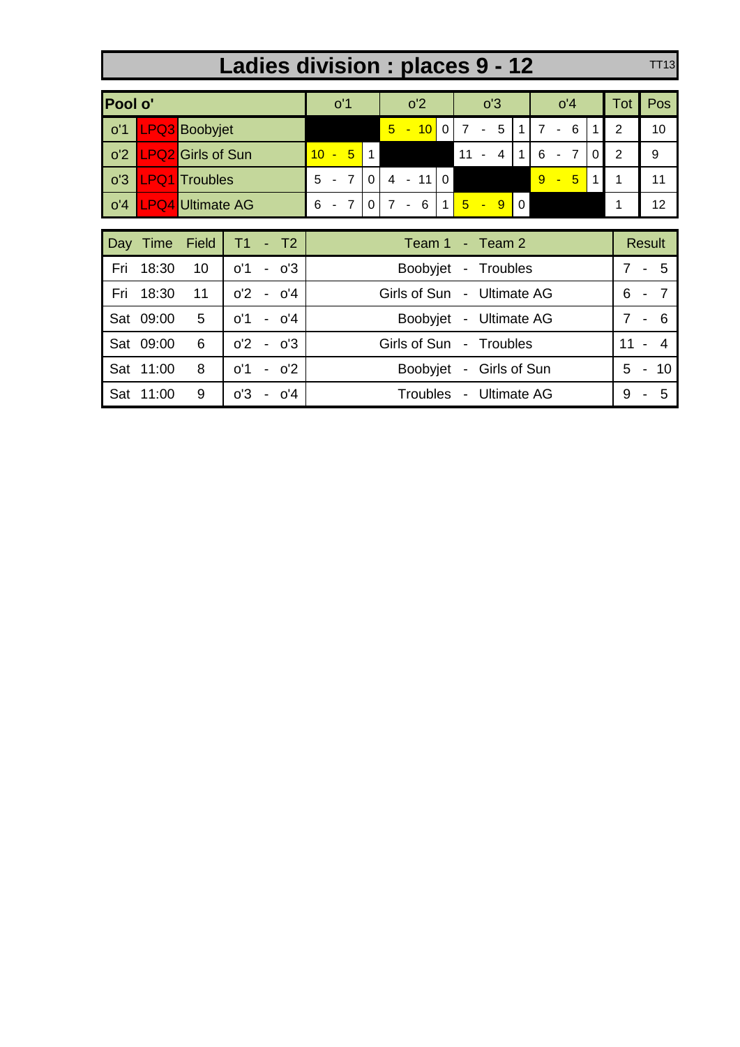# Ladies division : places 9 - 12

TT13

| Pool o' | | | o'1 | | o'2 | | o'3 | | o'4 | | Tot | Pos |
|---|---|---|---|---|---|---|---|---|---|---|---|---|
| o'1 | LPQ3 | Boobyjet | | | 5 - 10 | 0 | 7 - 5 | 1 | 7 - 6 | 1 | 2 | 10 |
| o'2 | LPQ2 | Girls of Sun | 10 - 5 | 1 | | | 11 - 4 | 1 | 6 - 7 | 0 | 2 | 9 |
| o'3 | LPQ1 | Troubles | 5 - 7 | 0 | 4 - 11 | 0 | | | 9 - 5 | 1 | 1 | 11 |
| o'4 | LPQ4 | Ultimate AG | 6 - 7 | 0 | 7 - 6 | 1 | 5 - 9 | 0 | | | 1 | 12 |

| Day | Time | Field | T1 - T2 | Team 1 - Team 2 | Result |
|---|---|---|---|---|---|
| Fri | 18:30 | 10 | o'1 - o'3 | Boobyjet - Troubles | 7 - 5 |
| Fri | 18:30 | 11 | o'2 - o'4 | Girls of Sun - Ultimate AG | 6 - 7 |
| Sat | 09:00 | 5 | o'1 - o'4 | Boobyjet - Ultimate AG | 7 - 6 |
| Sat | 09:00 | 6 | o'2 - o'3 | Girls of Sun - Troubles | 11 - 4 |
| Sat | 11:00 | 8 | o'1 - o'2 | Boobyjet - Girls of Sun | 5 - 10 |
| Sat | 11:00 | 9 | o'3 - o'4 | Troubles - Ultimate AG | 9 - 5 |